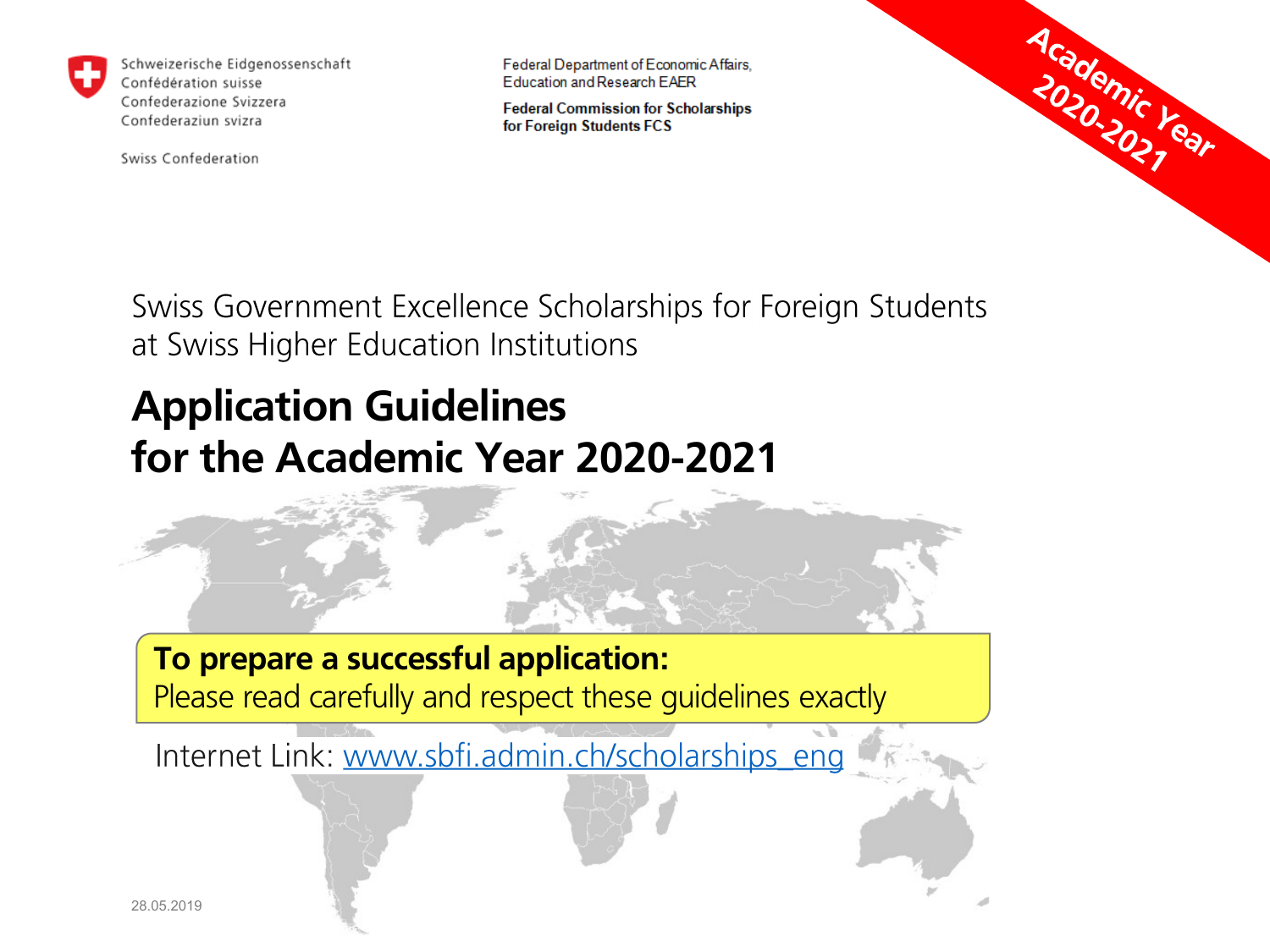Schweizerische Eidgenossenschaft
Confédération suisse
Confederazione Svizzera
Confederaziun svizra

Swiss Confederation

Federal Department of Economic Affairs, Education and Research EAER

**Federal Commission for Scholarships for Foreign Students FCS**

**Academic Year 2020-2021**

Swiss Government Excellence Scholarships for Foreign Students at Swiss Higher Education Institutions

# Application Guidelines for the Academic Year 2020-2021

**To prepare a successful application:**
Please read carefully and respect these guidelines exactly

Internet Link: [www.sbfi.admin.ch/scholarships_eng](http://www.sbfi.admin.ch/scholarships_eng)

28.05.2019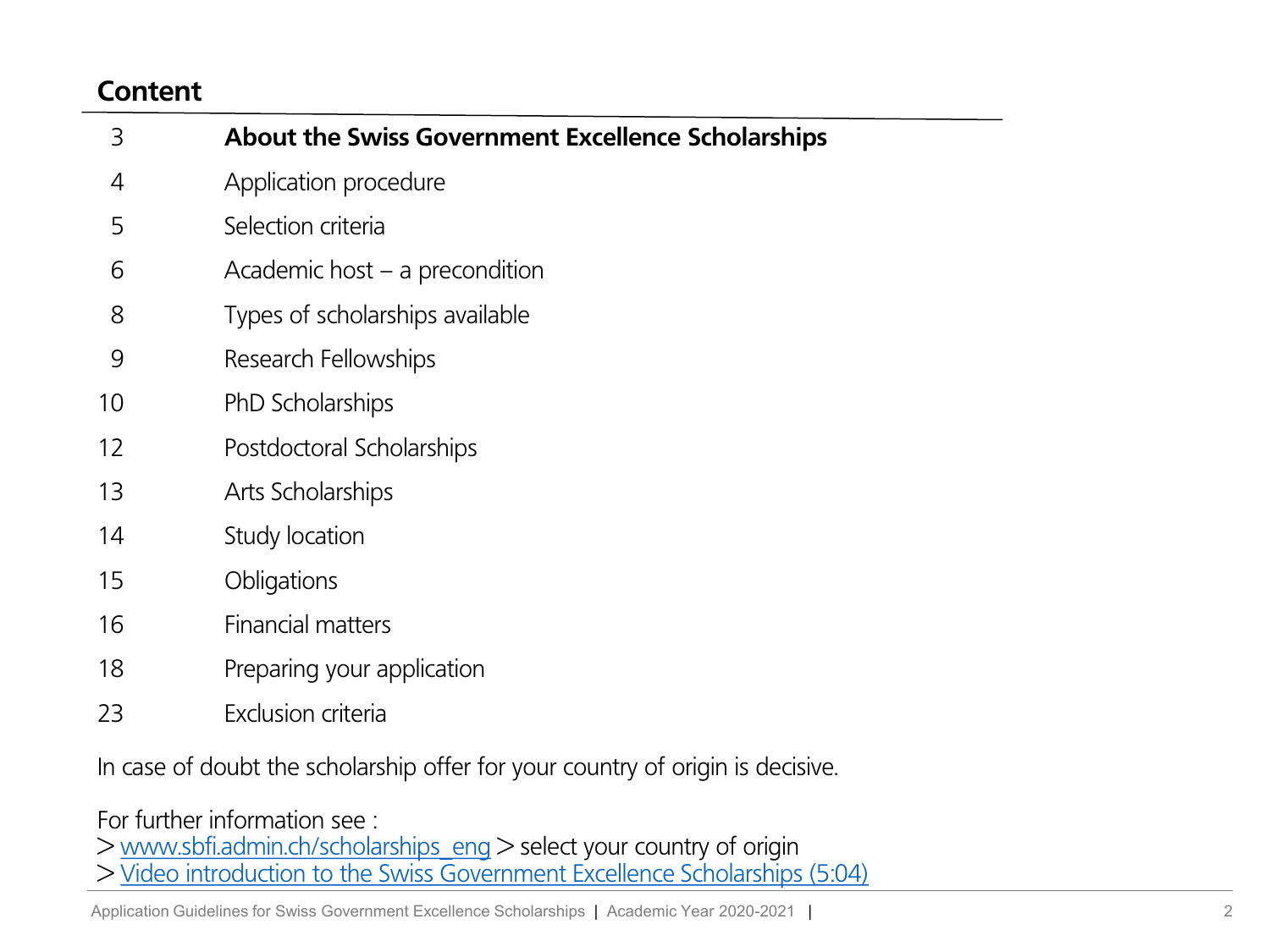## Content

| | |
|---|---|
| 3 | **About the Swiss Government Excellence Scholarships** |
| 4 | Application procedure |
| 5 | Selection criteria |
| 6 | Academic host – a precondition |
| 8 | Types of scholarships available |
| 9 | Research Fellowships |
| 10 | PhD Scholarships |
| 12 | Postdoctoral Scholarships |
| 13 | Arts Scholarships |
| 14 | Study location |
| 15 | Obligations |
| 16 | Financial matters |
| 18 | Preparing your application |
| 23 | Exclusion criteria |

In case of doubt the scholarship offer for your country of origin is decisive.

For further information see :
> [www.sbfi.admin.ch/scholarships_eng](www.sbfi.admin.ch/scholarships_eng) > select your country of origin
> Video introduction to the Swiss Government Excellence Scholarships (5:04)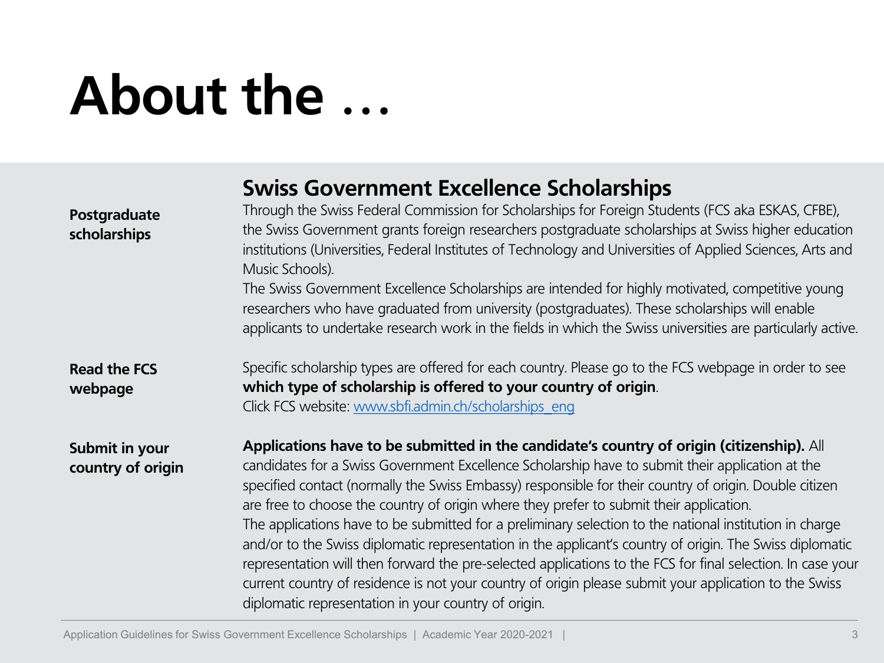# About the …

## Swiss Government Excellence Scholarships

**Postgraduate scholarships**

Through the Swiss Federal Commission for Scholarships for Foreign Students (FCS aka ESKAS, CFBE), the Swiss Government grants foreign researchers postgraduate scholarships at Swiss higher education institutions (Universities, Federal Institutes of Technology and Universities of Applied Sciences, Arts and Music Schools).

The Swiss Government Excellence Scholarships are intended for highly motivated, competitive young researchers who have graduated from university (postgraduates). These scholarships will enable applicants to undertake research work in the fields in which the Swiss universities are particularly active.

**Read the FCS webpage**

Specific scholarship types are offered for each country. Please go to the FCS webpage in order to see **which type of scholarship is offered to your country of origin**.

Click FCS website: [www.sbfi.admin.ch/scholarships_eng](www.sbfi.admin.ch/scholarships_eng)

**Submit in your country of origin**

**Applications have to be submitted in the candidate's country of origin (citizenship).** All candidates for a Swiss Government Excellence Scholarship have to submit their application at the specified contact (normally the Swiss Embassy) responsible for their country of origin. Double citizen are free to choose the country of origin where they prefer to submit their application.

The applications have to be submitted for a preliminary selection to the national institution in charge and/or to the Swiss diplomatic representation in the applicant's country of origin. The Swiss diplomatic representation will then forward the pre-selected applications to the FCS for final selection. In case your current country of residence is not your country of origin please submit your application to the Swiss diplomatic representation in your country of origin.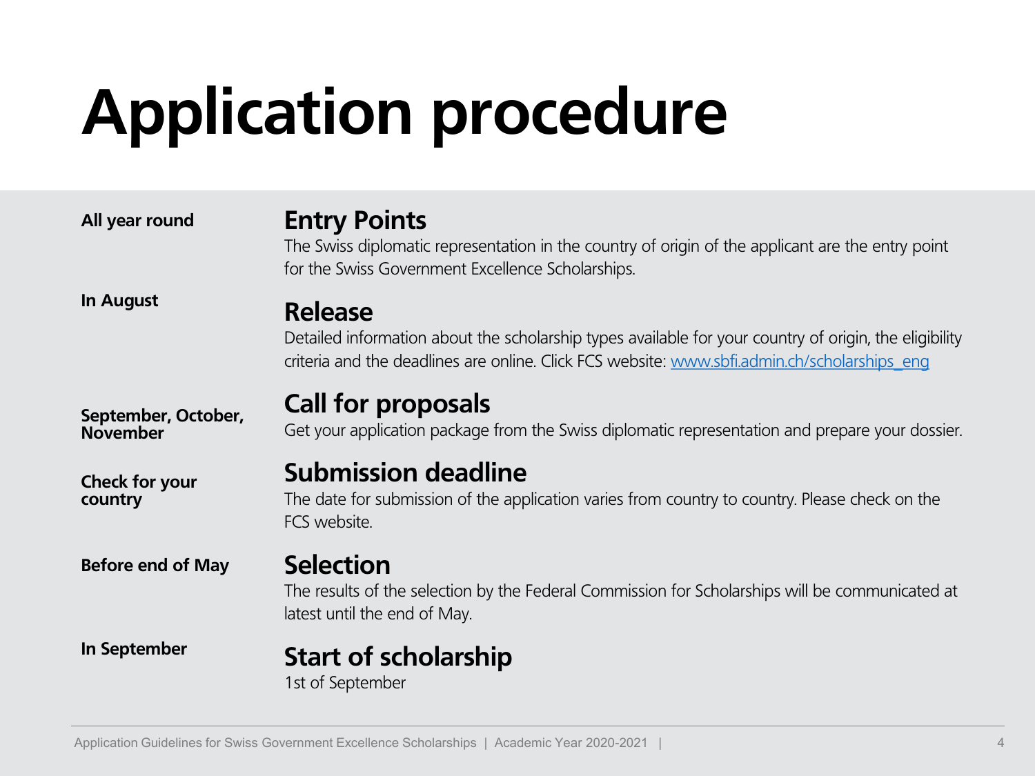# Application procedure

**All year round**

## Entry Points

The Swiss diplomatic representation in the country of origin of the applicant are the entry point for the Swiss Government Excellence Scholarships.

**In August**

## Release

Detailed information about the scholarship types available for your country of origin, the eligibility criteria and the deadlines are online. Click FCS website: [www.sbfi.admin.ch/scholarships_eng](www.sbfi.admin.ch/scholarships_eng)

**September, October, November**

## Call for proposals

Get your application package from the Swiss diplomatic representation and prepare your dossier.

**Check for your country**

## Submission deadline

The date for submission of the application varies from country to country. Please check on the FCS website.

**Before end of May**

## Selection

The results of the selection by the Federal Commission for Scholarships will be communicated at latest until the end of May.

**In September**

## Start of scholarship

1st of September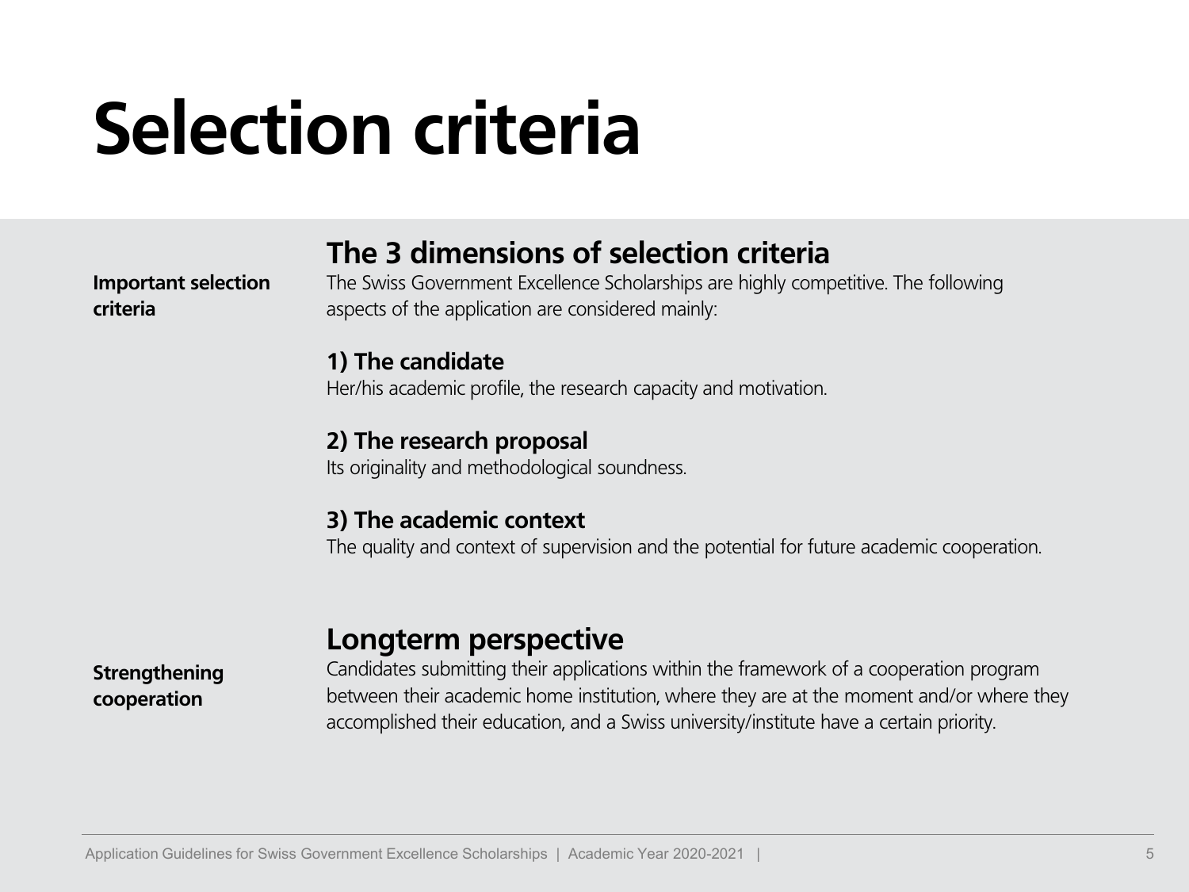# Selection criteria

**Important selection criteria**

## The 3 dimensions of selection criteria

The Swiss Government Excellence Scholarships are highly competitive. The following aspects of the application are considered mainly:

### 1) The candidate

Her/his academic profile, the research capacity and motivation.

### 2) The research proposal

Its originality and methodological soundness.

### 3) The academic context

The quality and context of supervision and the potential for future academic cooperation.

**Strengthening cooperation**

## Longterm perspective

Candidates submitting their applications within the framework of a cooperation program between their academic home institution, where they are at the moment and/or where they accomplished their education, and a Swiss university/institute have a certain priority.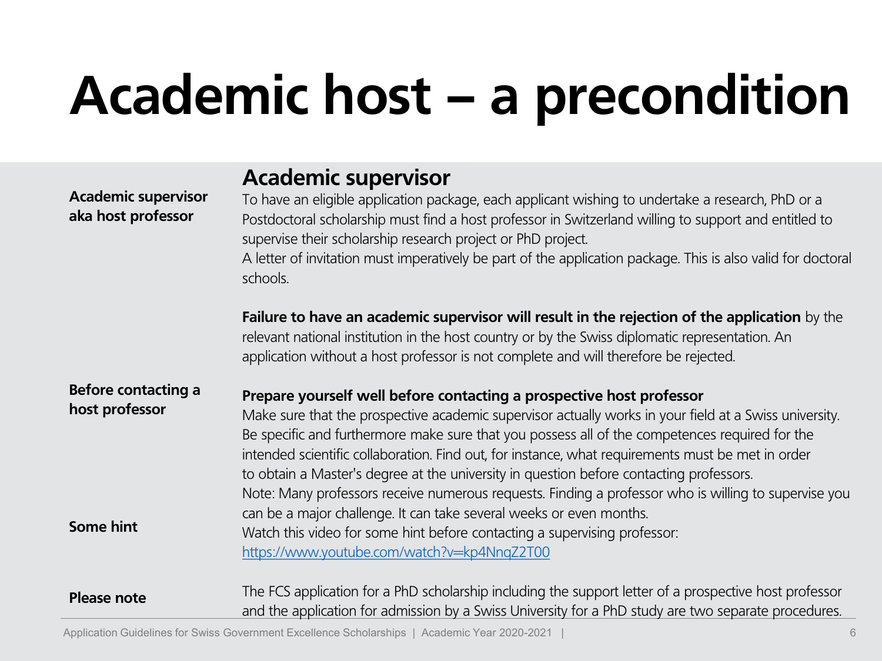# Academic host – a precondition

**Academic supervisor aka host professor**

## Academic supervisor

To have an eligible application package, each applicant wishing to undertake a research, PhD or a Postdoctoral scholarship must find a host professor in Switzerland willing to support and entitled to supervise their scholarship research project or PhD project.
A letter of invitation must imperatively be part of the application package. This is also valid for doctoral schools.

**Failure to have an academic supervisor will result in the rejection of the application** by the relevant national institution in the host country or by the Swiss diplomatic representation. An application without a host professor is not complete and will therefore be rejected.

**Before contacting a host professor**

**Prepare yourself well before contacting a prospective host professor**

Make sure that the prospective academic supervisor actually works in your field at a Swiss university. Be specific and furthermore make sure that you possess all of the competences required for the intended scientific collaboration. Find out, for instance, what requirements must be met in order to obtain a Master's degree at the university in question before contacting professors.
Note: Many professors receive numerous requests. Finding a professor who is willing to supervise you can be a major challenge. It can take several weeks or even months.

**Some hint**

Watch this video for some hint before contacting a supervising professor:
https://www.youtube.com/watch?v=kp4NnqZ2T00

**Please note**

The FCS application for a PhD scholarship including the support letter of a prospective host professor and the application for admission by a Swiss University for a PhD study are two separate procedures.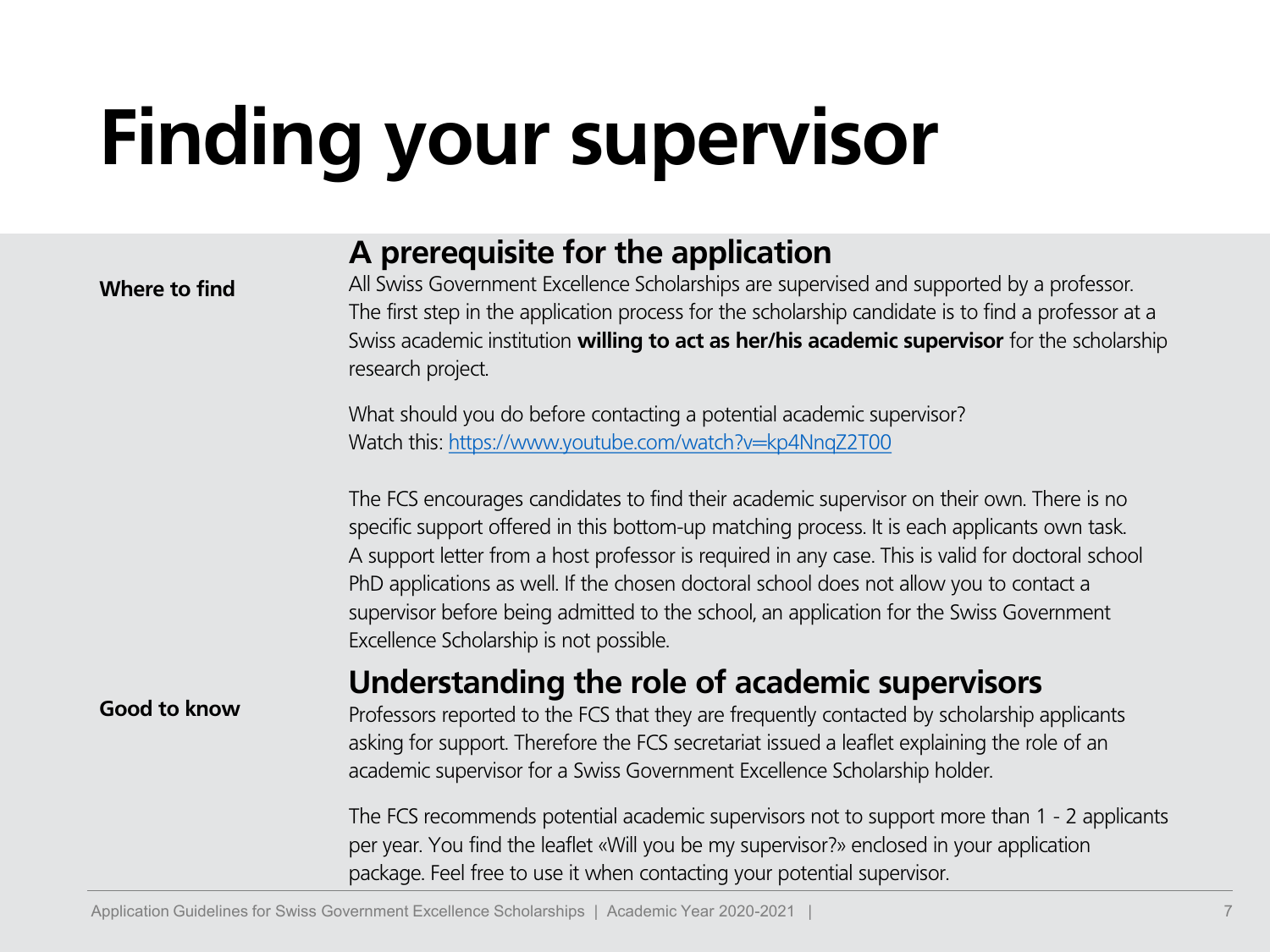# Finding your supervisor

**Where to find**

## A prerequisite for the application

All Swiss Government Excellence Scholarships are supervised and supported by a professor. The first step in the application process for the scholarship candidate is to find a professor at a Swiss academic institution **willing to act as her/his academic supervisor** for the scholarship research project.

What should you do before contacting a potential academic supervisor?
Watch this: https://www.youtube.com/watch?v=kp4NnqZ2T00

The FCS encourages candidates to find their academic supervisor on their own. There is no specific support offered in this bottom-up matching process. It is each applicants own task. A support letter from a host professor is required in any case. This is valid for doctoral school PhD applications as well. If the chosen doctoral school does not allow you to contact a supervisor before being admitted to the school, an application for the Swiss Government Excellence Scholarship is not possible.

**Good to know**

## Understanding the role of academic supervisors

Professors reported to the FCS that they are frequently contacted by scholarship applicants asking for support. Therefore the FCS secretariat issued a leaflet explaining the role of an academic supervisor for a Swiss Government Excellence Scholarship holder.

The FCS recommends potential academic supervisors not to support more than 1 - 2 applicants per year. You find the leaflet «Will you be my supervisor?» enclosed in your application package. Feel free to use it when contacting your potential supervisor.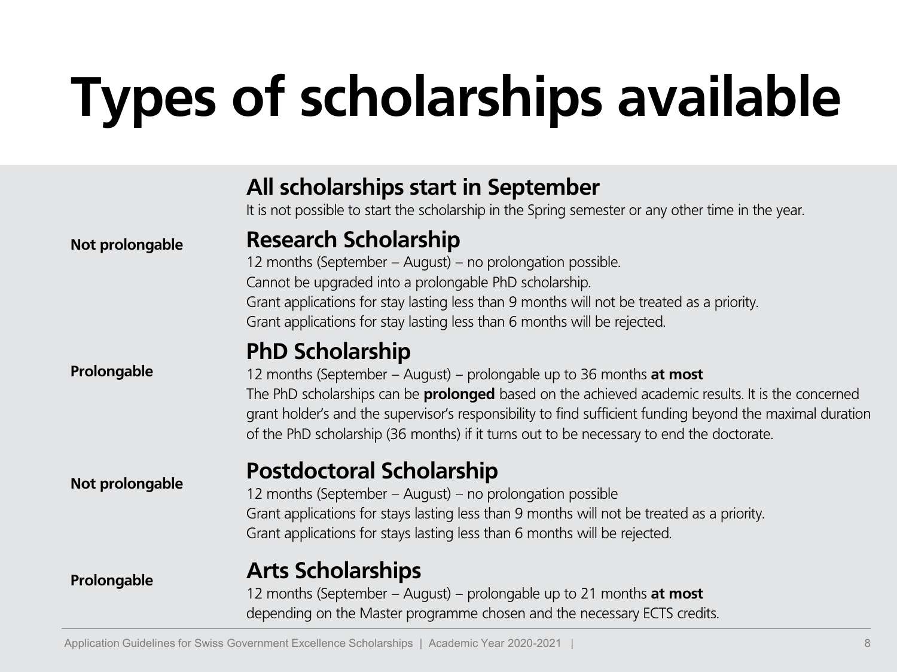# Types of scholarships available

## All scholarships start in September

It is not possible to start the scholarship in the Spring semester or any other time in the year.

**Not prolongable**

## Research Scholarship

12 months (September – August) – no prolongation possible.
Cannot be upgraded into a prolongable PhD scholarship.
Grant applications for stay lasting less than 9 months will not be treated as a priority.
Grant applications for stay lasting less than 6 months will be rejected.

**Prolongable**

## PhD Scholarship

12 months (September – August) – prolongable up to 36 months **at most**
The PhD scholarships can be **prolonged** based on the achieved academic results. It is the concerned grant holder's and the supervisor's responsibility to find sufficient funding beyond the maximal duration of the PhD scholarship (36 months) if it turns out to be necessary to end the doctorate.

**Not prolongable**

## Postdoctoral Scholarship

12 months (September – August) – no prolongation possible
Grant applications for stays lasting less than 9 months will not be treated as a priority.
Grant applications for stays lasting less than 6 months will be rejected.

**Prolongable**

## Arts Scholarships

12 months (September – August) – prolongable up to 21 months **at most**
depending on the Master programme chosen and the necessary ECTS credits.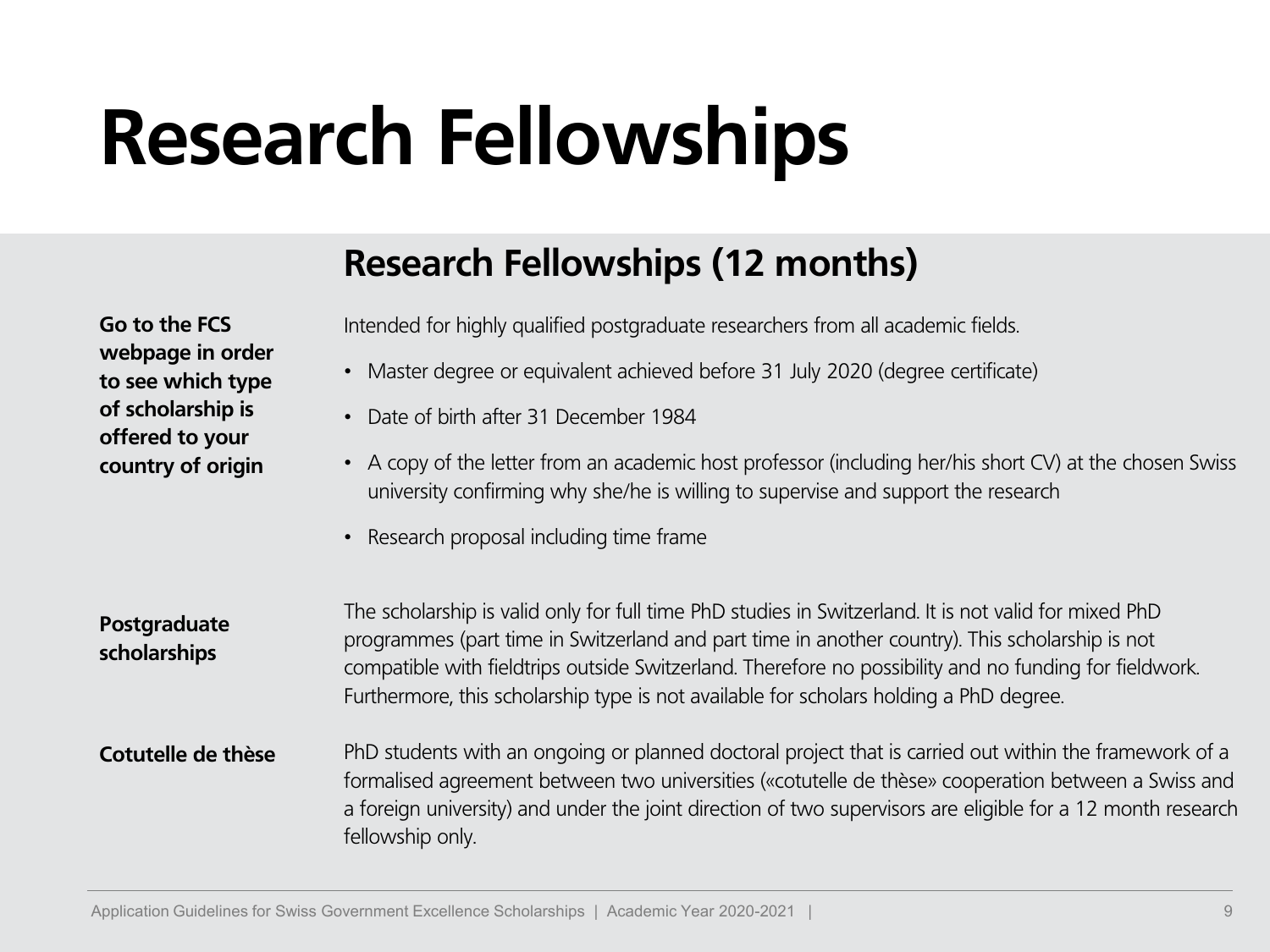# Research Fellowships

## Research Fellowships (12 months)

**Go to the FCS webpage in order to see which type of scholarship is offered to your country of origin**

Intended for highly qualified postgraduate researchers from all academic fields.

- Master degree or equivalent achieved before 31 July 2020 (degree certificate)
- Date of birth after 31 December 1984
- A copy of the letter from an academic host professor (including her/his short CV) at the chosen Swiss university confirming why she/he is willing to supervise and support the research
- Research proposal including time frame

**Postgraduate scholarships**

The scholarship is valid only for full time PhD studies in Switzerland. It is not valid for mixed PhD programmes (part time in Switzerland and part time in another country). This scholarship is not compatible with fieldtrips outside Switzerland. Therefore no possibility and no funding for fieldwork. Furthermore, this scholarship type is not available for scholars holding a PhD degree.

**Cotutelle de thèse**

PhD students with an ongoing or planned doctoral project that is carried out within the framework of a formalised agreement between two universities («cotutelle de thèse» cooperation between a Swiss and a foreign university) and under the joint direction of two supervisors are eligible for a 12 month research fellowship only.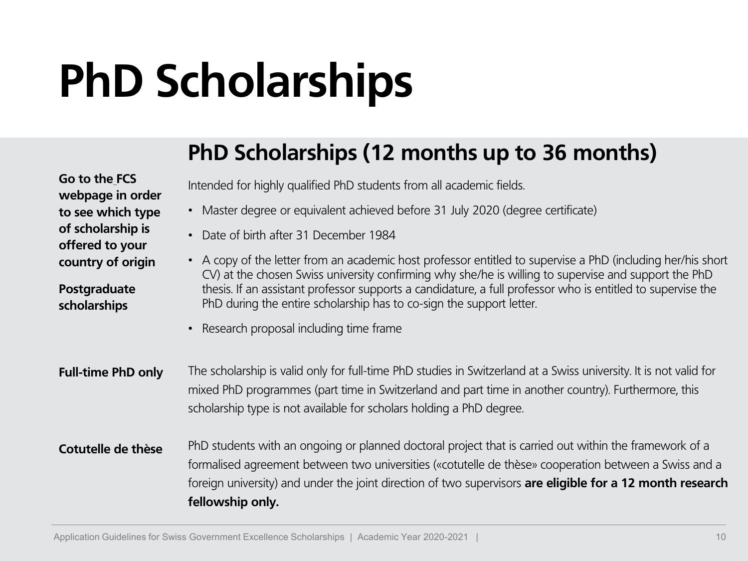# PhD Scholarships

## PhD Scholarships (12 months up to 36 months)

**Go to the FCS webpage in order to see which type of scholarship is offered to your country of origin**

**Postgraduate scholarships**

Intended for highly qualified PhD students from all academic fields.

- Master degree or equivalent achieved before 31 July 2020 (degree certificate)
- Date of birth after 31 December 1984
- A copy of the letter from an academic host professor entitled to supervise a PhD (including her/his short CV) at the chosen Swiss university confirming why she/he is willing to supervise and support the PhD thesis. If an assistant professor supports a candidature, a full professor who is entitled to supervise the PhD during the entire scholarship has to co-sign the support letter.
- Research proposal including time frame

**Full-time PhD only**

The scholarship is valid only for full-time PhD studies in Switzerland at a Swiss university. It is not valid for mixed PhD programmes (part time in Switzerland and part time in another country). Furthermore, this scholarship type is not available for scholars holding a PhD degree.

**Cotutelle de thèse**

PhD students with an ongoing or planned doctoral project that is carried out within the framework of a formalised agreement between two universities («cotutelle de thèse» cooperation between a Swiss and a foreign university) and under the joint direction of two supervisors **are eligible for a 12 month research fellowship only.**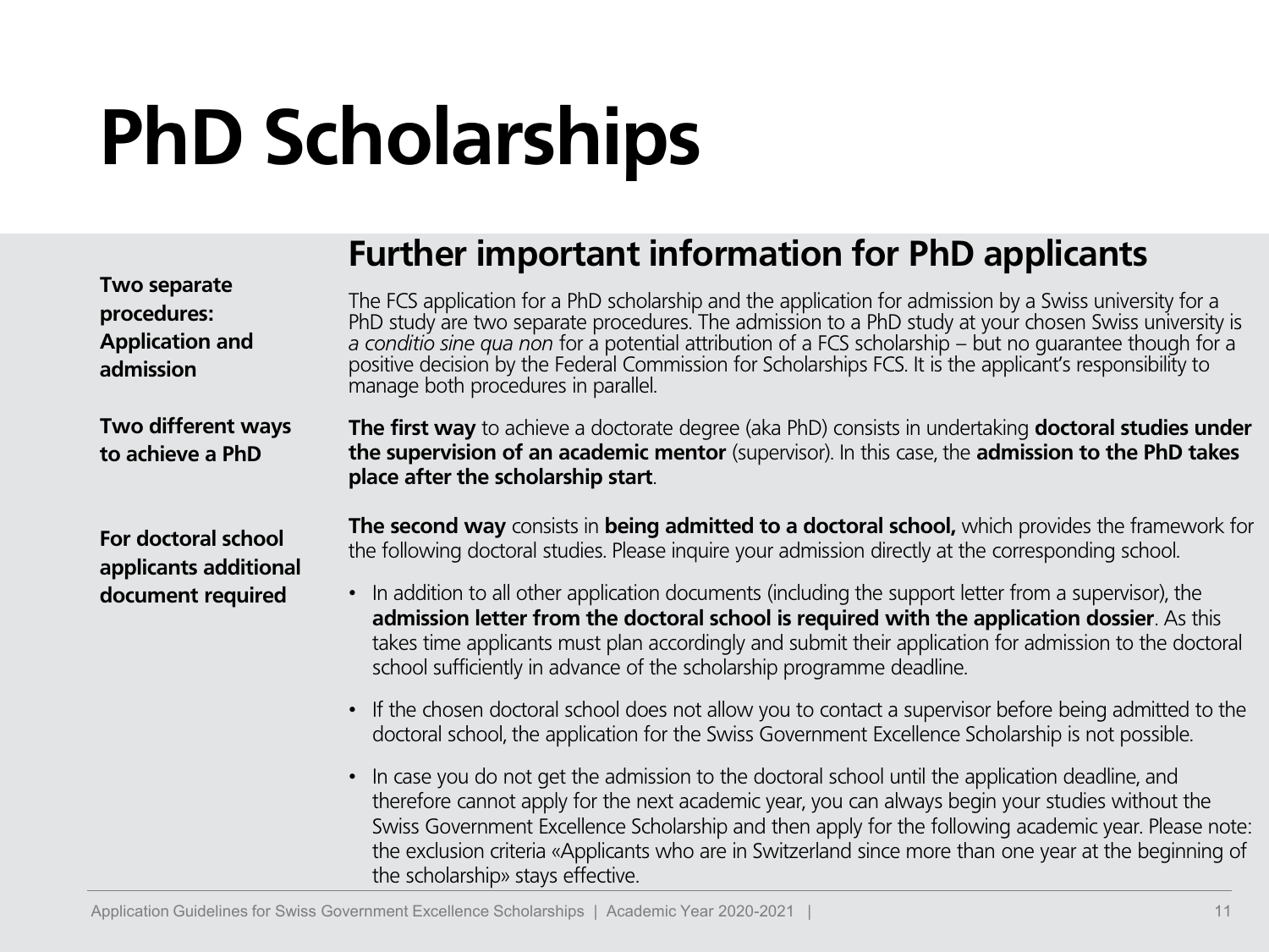# PhD Scholarships

## Further important information for PhD applicants

**Two separate procedures: Application and admission**

The FCS application for a PhD scholarship and the application for admission by a Swiss university for a PhD study are two separate procedures. The admission to a PhD study at your chosen Swiss university is *a conditio sine qua non* for a potential attribution of a FCS scholarship – but no guarantee though for a positive decision by the Federal Commission for Scholarships FCS. It is the applicant's responsibility to manage both procedures in parallel.

**Two different ways to achieve a PhD**

**The first way** to achieve a doctorate degree (aka PhD) consists in undertaking **doctoral studies under the supervision of an academic mentor** (supervisor). In this case, the **admission to the PhD takes place after the scholarship start**.

**For doctoral school applicants additional document required**

**The second way** consists in **being admitted to a doctoral school,** which provides the framework for the following doctoral studies. Please inquire your admission directly at the corresponding school.

- In addition to all other application documents (including the support letter from a supervisor), the **admission letter from the doctoral school is required with the application dossier**. As this takes time applicants must plan accordingly and submit their application for admission to the doctoral school sufficiently in advance of the scholarship programme deadline.
- If the chosen doctoral school does not allow you to contact a supervisor before being admitted to the doctoral school, the application for the Swiss Government Excellence Scholarship is not possible.
- In case you do not get the admission to the doctoral school until the application deadline, and therefore cannot apply for the next academic year, you can always begin your studies without the Swiss Government Excellence Scholarship and then apply for the following academic year. Please note: the exclusion criteria «Applicants who are in Switzerland since more than one year at the beginning of the scholarship» stays effective.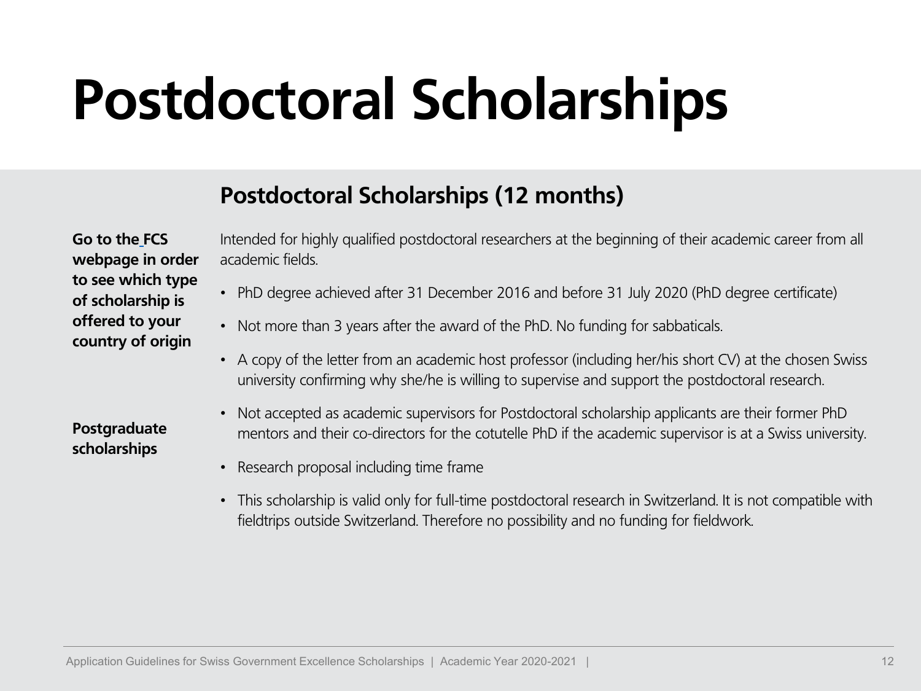# Postdoctoral Scholarships

## Postdoctoral Scholarships (12 months)

**Go to the FCS webpage in order to see which type of scholarship is offered to your country of origin**

**Postgraduate scholarships**

Intended for highly qualified postdoctoral researchers at the beginning of their academic career from all academic fields.

- PhD degree achieved after 31 December 2016 and before 31 July 2020 (PhD degree certificate)
- Not more than 3 years after the award of the PhD. No funding for sabbaticals.
- A copy of the letter from an academic host professor (including her/his short CV) at the chosen Swiss university confirming why she/he is willing to supervise and support the postdoctoral research.
- Not accepted as academic supervisors for Postdoctoral scholarship applicants are their former PhD mentors and their co-directors for the cotutelle PhD if the academic supervisor is at a Swiss university.
- Research proposal including time frame
- This scholarship is valid only for full-time postdoctoral research in Switzerland. It is not compatible with fieldtrips outside Switzerland. Therefore no possibility and no funding for fieldwork.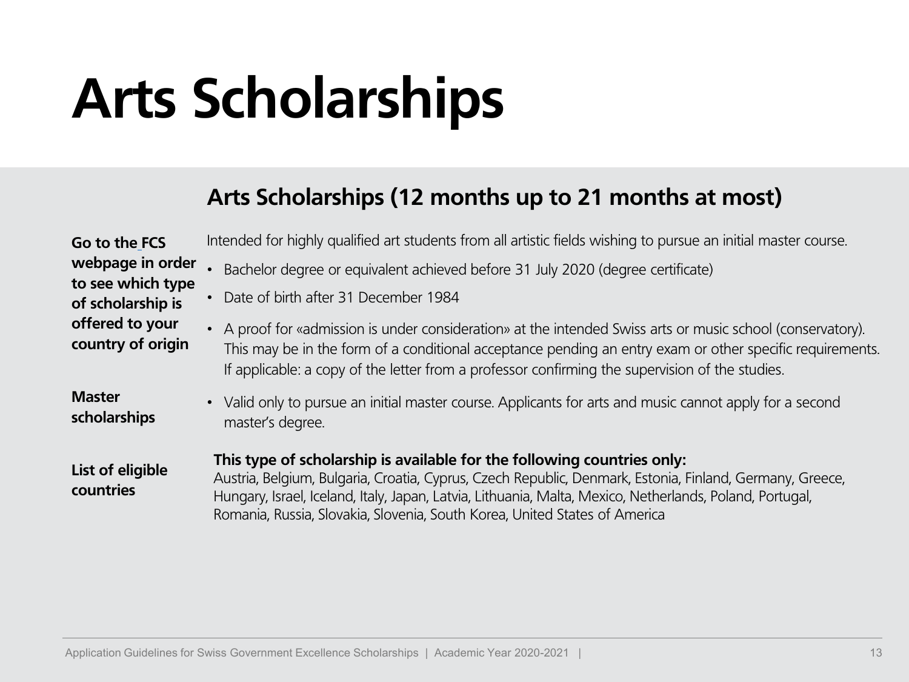# Arts Scholarships

## Arts Scholarships (12 months up to 21 months at most)

**Go to the FCS webpage in order to see which type of scholarship is offered to your country of origin**

Intended for highly qualified art students from all artistic fields wishing to pursue an initial master course.

- Bachelor degree or equivalent achieved before 31 July 2020 (degree certificate)
- Date of birth after 31 December 1984
- A proof for «admission is under consideration» at the intended Swiss arts or music school (conservatory). This may be in the form of a conditional acceptance pending an entry exam or other specific requirements. If applicable: a copy of the letter from a professor confirming the supervision of the studies.

**Master scholarships**

- Valid only to pursue an initial master course. Applicants for arts and music cannot apply for a second master's degree.

**List of eligible countries**

**This type of scholarship is available for the following countries only:**
Austria, Belgium, Bulgaria, Croatia, Cyprus, Czech Republic, Denmark, Estonia, Finland, Germany, Greece, Hungary, Israel, Iceland, Italy, Japan, Latvia, Lithuania, Malta, Mexico, Netherlands, Poland, Portugal, Romania, Russia, Slovakia, Slovenia, South Korea, United States of America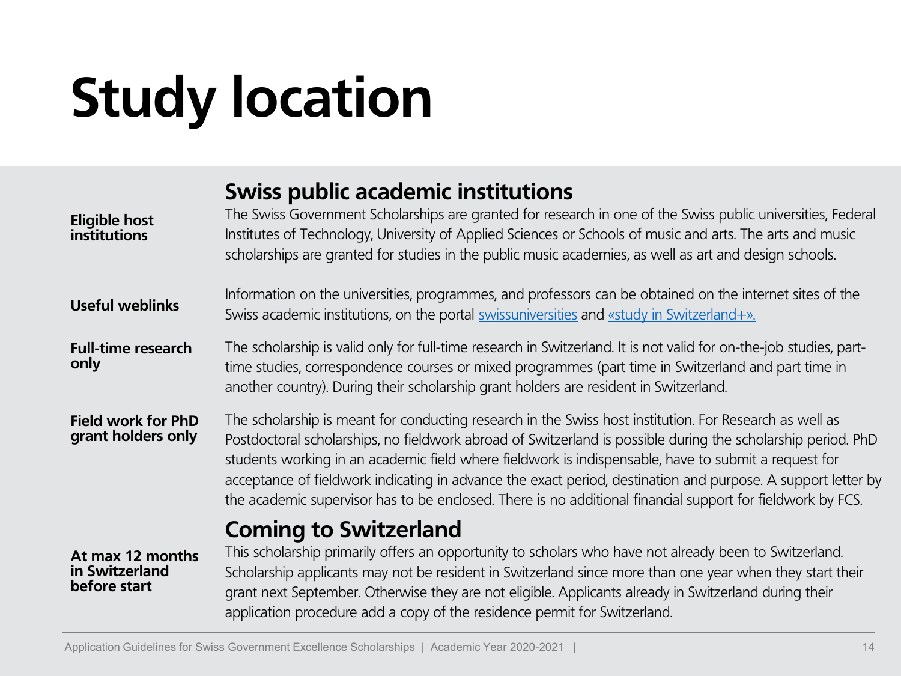# Study location

## Swiss public academic institutions

**Eligible host institutions**

The Swiss Government Scholarships are granted for research in one of the Swiss public universities, Federal Institutes of Technology, University of Applied Sciences or Schools of music and arts. The arts and music scholarships are granted for studies in the public music academies, as well as art and design schools.

**Useful weblinks**

Information on the universities, programmes, and professors can be obtained on the internet sites of the Swiss academic institutions, on the portal swissuniversities and «study in Switzerland+».

**Full-time research only**

The scholarship is valid only for full-time research in Switzerland. It is not valid for on-the-job studies, part-time studies, correspondence courses or mixed programmes (part time in Switzerland and part time in another country). During their scholarship grant holders are resident in Switzerland.

**Field work for PhD grant holders only**

The scholarship is meant for conducting research in the Swiss host institution. For Research as well as Postdoctoral scholarships, no fieldwork abroad of Switzerland is possible during the scholarship period. PhD students working in an academic field where fieldwork is indispensable, have to submit a request for acceptance of fieldwork indicating in advance the exact period, destination and purpose. A support letter by the academic supervisor has to be enclosed. There is no additional financial support for fieldwork by FCS.

## Coming to Switzerland

**At max 12 months in Switzerland before start**

This scholarship primarily offers an opportunity to scholars who have not already been to Switzerland. Scholarship applicants may not be resident in Switzerland since more than one year when they start their grant next September. Otherwise they are not eligible. Applicants already in Switzerland during their application procedure add a copy of the residence permit for Switzerland.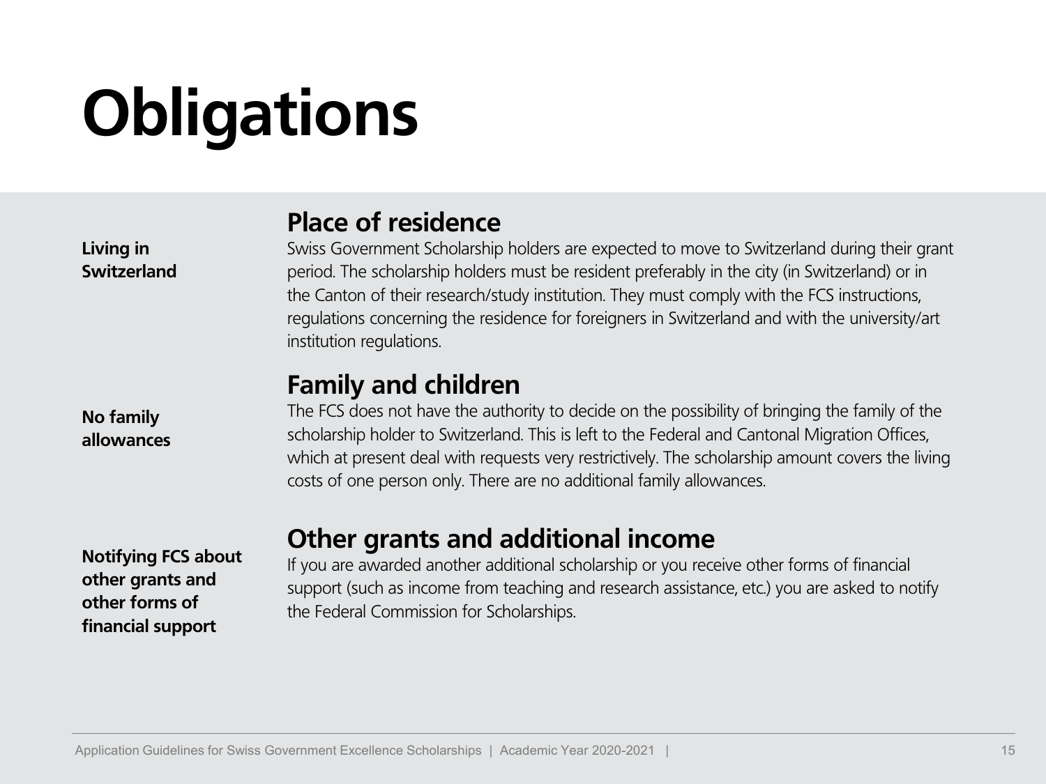# Obligations

**Living in Switzerland**

## Place of residence

Swiss Government Scholarship holders are expected to move to Switzerland during their grant period. The scholarship holders must be resident preferably in the city (in Switzerland) or in the Canton of their research/study institution. They must comply with the FCS instructions, regulations concerning the residence for foreigners in Switzerland and with the university/art institution regulations.

**No family allowances**

## Family and children

The FCS does not have the authority to decide on the possibility of bringing the family of the scholarship holder to Switzerland. This is left to the Federal and Cantonal Migration Offices, which at present deal with requests very restrictively. The scholarship amount covers the living costs of one person only. There are no additional family allowances.

**Notifying FCS about other grants and other forms of financial support**

## Other grants and additional income

If you are awarded another additional scholarship or you receive other forms of financial support (such as income from teaching and research assistance, etc.) you are asked to notify the Federal Commission for Scholarships.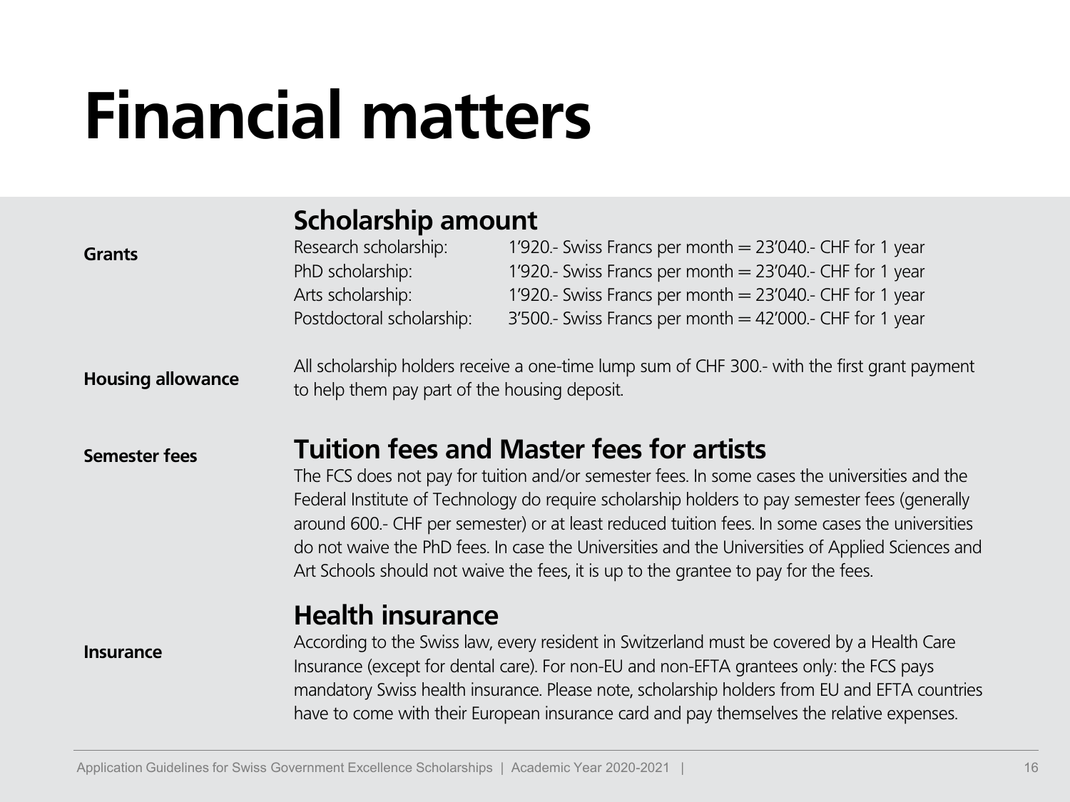# Financial matters

**Grants**

## Scholarship amount

| | |
|---|---|
| Research scholarship: | 1'920.- Swiss Francs per month = 23'040.- CHF for 1 year |
| PhD scholarship: | 1'920.- Swiss Francs per month = 23'040.- CHF for 1 year |
| Arts scholarship: | 1'920.- Swiss Francs per month = 23'040.- CHF for 1 year |
| Postdoctoral scholarship: | 3'500.- Swiss Francs per month = 42'000.- CHF for 1 year |

**Housing allowance**

All scholarship holders receive a one-time lump sum of CHF 300.- with the first grant payment to help them pay part of the housing deposit.

**Semester fees**

## Tuition fees and Master fees for artists

The FCS does not pay for tuition and/or semester fees. In some cases the universities and the Federal Institute of Technology do require scholarship holders to pay semester fees (generally around 600.- CHF per semester) or at least reduced tuition fees. In some cases the universities do not waive the PhD fees. In case the Universities and the Universities of Applied Sciences and Art Schools should not waive the fees, it is up to the grantee to pay for the fees.

**Insurance**

## Health insurance

According to the Swiss law, every resident in Switzerland must be covered by a Health Care Insurance (except for dental care). For non-EU and non-EFTA grantees only: the FCS pays mandatory Swiss health insurance. Please note, scholarship holders from EU and EFTA countries have to come with their European insurance card and pay themselves the relative expenses.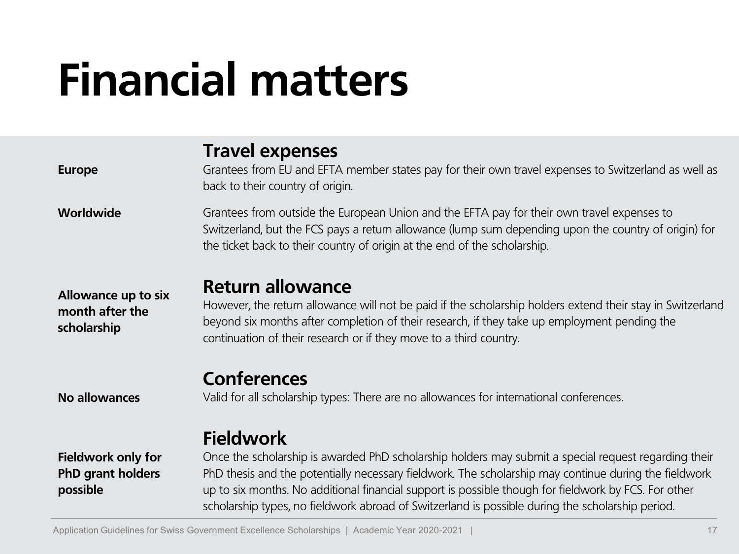# Financial matters

## Travel expenses

**Europe**

Grantees from EU and EFTA member states pay for their own travel expenses to Switzerland as well as back to their country of origin.

**Worldwide**

Grantees from outside the European Union and the EFTA pay for their own travel expenses to Switzerland, but the FCS pays a return allowance (lump sum depending upon the country of origin) for the ticket back to their country of origin at the end of the scholarship.

## Return allowance

**Allowance up to six month after the scholarship**

However, the return allowance will not be paid if the scholarship holders extend their stay in Switzerland beyond six months after completion of their research, if they take up employment pending the continuation of their research or if they move to a third country.

## Conferences

**No allowances**

Valid for all scholarship types: There are no allowances for international conferences.

## Fieldwork

**Fieldwork only for PhD grant holders possible**

Once the scholarship is awarded PhD scholarship holders may submit a special request regarding their PhD thesis and the potentially necessary fieldwork. The scholarship may continue during the fieldwork up to six months. No additional financial support is possible though for fieldwork by FCS. For other scholarship types, no fieldwork abroad of Switzerland is possible during the scholarship period.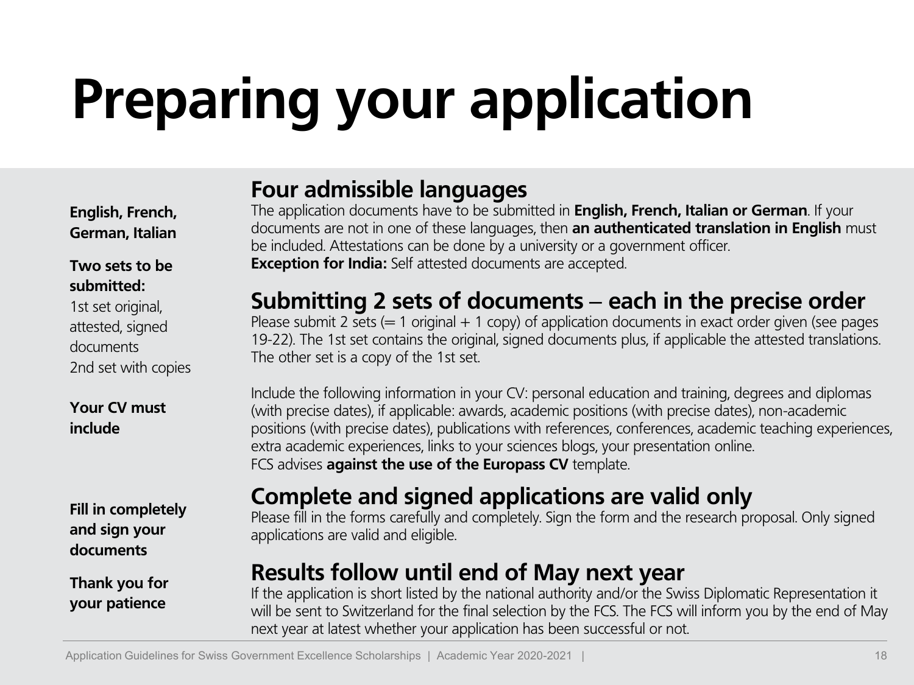# Preparing your application

**English, French, German, Italian**

## Four admissible languages

The application documents have to be submitted in **English, French, Italian or German**. If your documents are not in one of these languages, then **an authenticated translation in English** must be included. Attestations can be done by a university or a government officer.
**Exception for India:** Self attested documents are accepted.

**Two sets to be submitted:**
1st set original, attested, signed documents
2nd set with copies

## Submitting 2 sets of documents – each in the precise order

Please submit 2 sets (= 1 original + 1 copy) of application documents in exact order given (see pages 19-22). The 1st set contains the original, signed documents plus, if applicable the attested translations. The other set is a copy of the 1st set.

**Your CV must include**

Include the following information in your CV: personal education and training, degrees and diplomas (with precise dates), if applicable: awards, academic positions (with precise dates), non-academic positions (with precise dates), publications with references, conferences, academic teaching experiences, extra academic experiences, links to your sciences blogs, your presentation online.
FCS advises **against the use of the Europass CV** template.

**Fill in completely and sign your documents**

## Complete and signed applications are valid only

Please fill in the forms carefully and completely. Sign the form and the research proposal. Only signed applications are valid and eligible.

**Thank you for your patience**

## Results follow until end of May next year

If the application is short listed by the national authority and/or the Swiss Diplomatic Representation it will be sent to Switzerland for the final selection by the FCS. The FCS will inform you by the end of May next year at latest whether your application has been successful or not.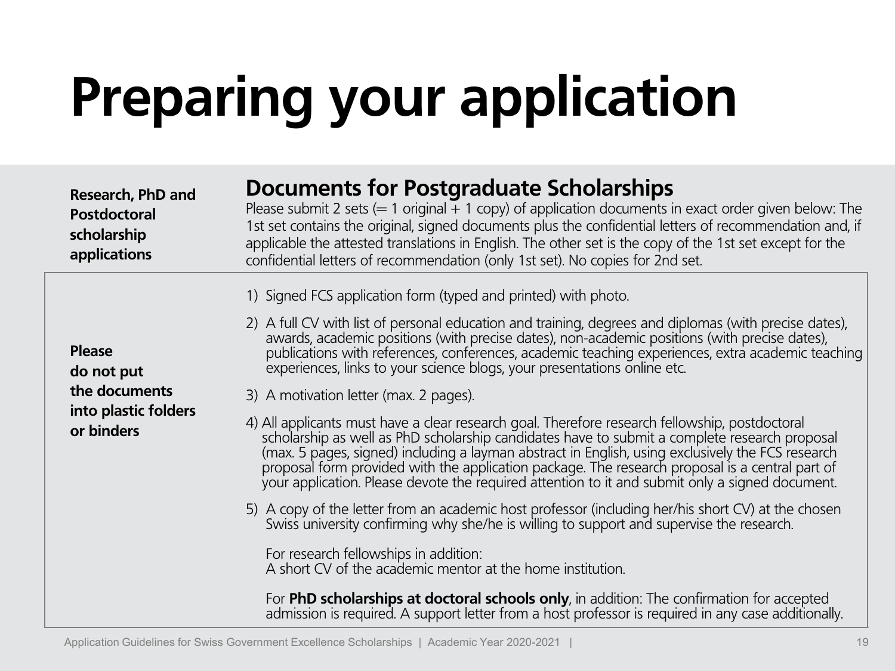# Preparing your application

**Research, PhD and Postdoctoral scholarship applications**

## Documents for Postgraduate Scholarships

Please submit 2 sets (= 1 original + 1 copy) of application documents in exact order given below: The 1st set contains the original, signed documents plus the confidential letters of recommendation and, if applicable the attested translations in English. The other set is the copy of the 1st set except for the confidential letters of recommendation (only 1st set). No copies for 2nd set.

**Please do not put the documents into plastic folders or binders**

1) Signed FCS application form (typed and printed) with photo.
2) A full CV with list of personal education and training, degrees and diplomas (with precise dates), awards, academic positions (with precise dates), non-academic positions (with precise dates), publications with references, conferences, academic teaching experiences, extra academic teaching experiences, links to your science blogs, your presentations online etc.
3) A motivation letter (max. 2 pages).
4) All applicants must have a clear research goal. Therefore research fellowship, postdoctoral scholarship as well as PhD scholarship candidates have to submit a complete research proposal (max. 5 pages, signed) including a layman abstract in English, using exclusively the FCS research proposal form provided with the application package. The research proposal is a central part of your application. Please devote the required attention to it and submit only a signed document.
5) A copy of the letter from an academic host professor (including her/his short CV) at the chosen Swiss university confirming why she/he is willing to support and supervise the research.

   For research fellowships in addition:
   A short CV of the academic mentor at the home institution.

   For **PhD scholarships at doctoral schools only**, in addition: The confirmation for accepted admission is required. A support letter from a host professor is required in any case additionally.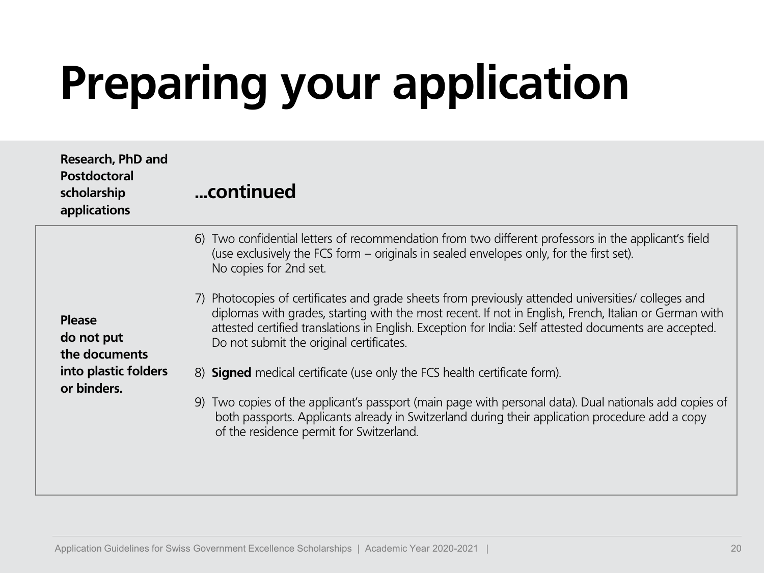# Preparing your application

**Research, PhD and Postdoctoral scholarship applications**

**...continued**

**Please do not put the documents into plastic folders or binders.**

6) Two confidential letters of recommendation from two different professors in the applicant's field (use exclusively the FCS form – originals in sealed envelopes only, for the first set). No copies for 2nd set.

7) Photocopies of certificates and grade sheets from previously attended universities/ colleges and diplomas with grades, starting with the most recent. If not in English, French, Italian or German with attested certified translations in English. Exception for India: Self attested documents are accepted. Do not submit the original certificates.

8) **Signed** medical certificate (use only the FCS health certificate form).

9) Two copies of the applicant's passport (main page with personal data). Dual nationals add copies of both passports. Applicants already in Switzerland during their application procedure add a copy of the residence permit for Switzerland.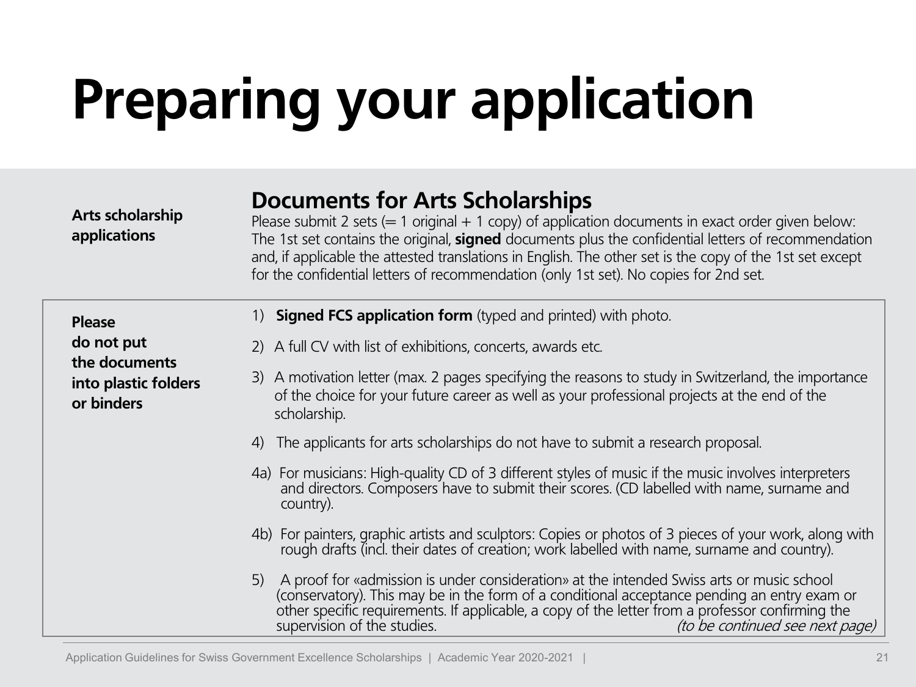# Preparing your application

**Arts scholarship applications**

## Documents for Arts Scholarships

Please submit 2 sets (= 1 original + 1 copy) of application documents in exact order given below: The 1st set contains the original, **signed** documents plus the confidential letters of recommendation and, if applicable the attested translations in English. The other set is the copy of the 1st set except for the confidential letters of recommendation (only 1st set). No copies for 2nd set.

**Please do not put the documents into plastic folders or binders**

1) **Signed FCS application form** (typed and printed) with photo.

2) A full CV with list of exhibitions, concerts, awards etc.

3) A motivation letter (max. 2 pages specifying the reasons to study in Switzerland, the importance of the choice for your future career as well as your professional projects at the end of the scholarship.

4) The applicants for arts scholarships do not have to submit a research proposal.

4a) For musicians: High-quality CD of 3 different styles of music if the music involves interpreters and directors. Composers have to submit their scores. (CD labelled with name, surname and country).

4b) For painters, graphic artists and sculptors: Copies or photos of 3 pieces of your work, along with rough drafts (incl. their dates of creation; work labelled with name, surname and country).

5) A proof for «admission is under consideration» at the intended Swiss arts or music school (conservatory). This may be in the form of a conditional acceptance pending an entry exam or other specific requirements. If applicable, a copy of the letter from a professor confirming the supervision of the studies.

*(to be continued see next page)*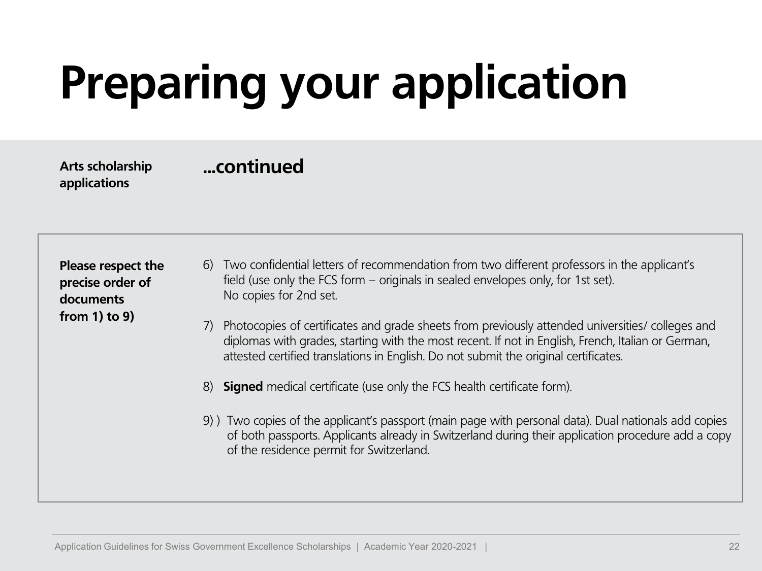# Preparing your application

**Arts scholarship applications**

## ...continued

**Please respect the precise order of documents from 1) to 9)**

6) Two confidential letters of recommendation from two different professors in the applicant's field (use only the FCS form – originals in sealed envelopes only, for 1st set).
   No copies for 2nd set.

7) Photocopies of certificates and grade sheets from previously attended universities/ colleges and diplomas with grades, starting with the most recent. If not in English, French, Italian or German, attested certified translations in English. Do not submit the original certificates.

8) **Signed** medical certificate (use only the FCS health certificate form).

9) ) Two copies of the applicant's passport (main page with personal data). Dual nationals add copies of both passports. Applicants already in Switzerland during their application procedure add a copy of the residence permit for Switzerland.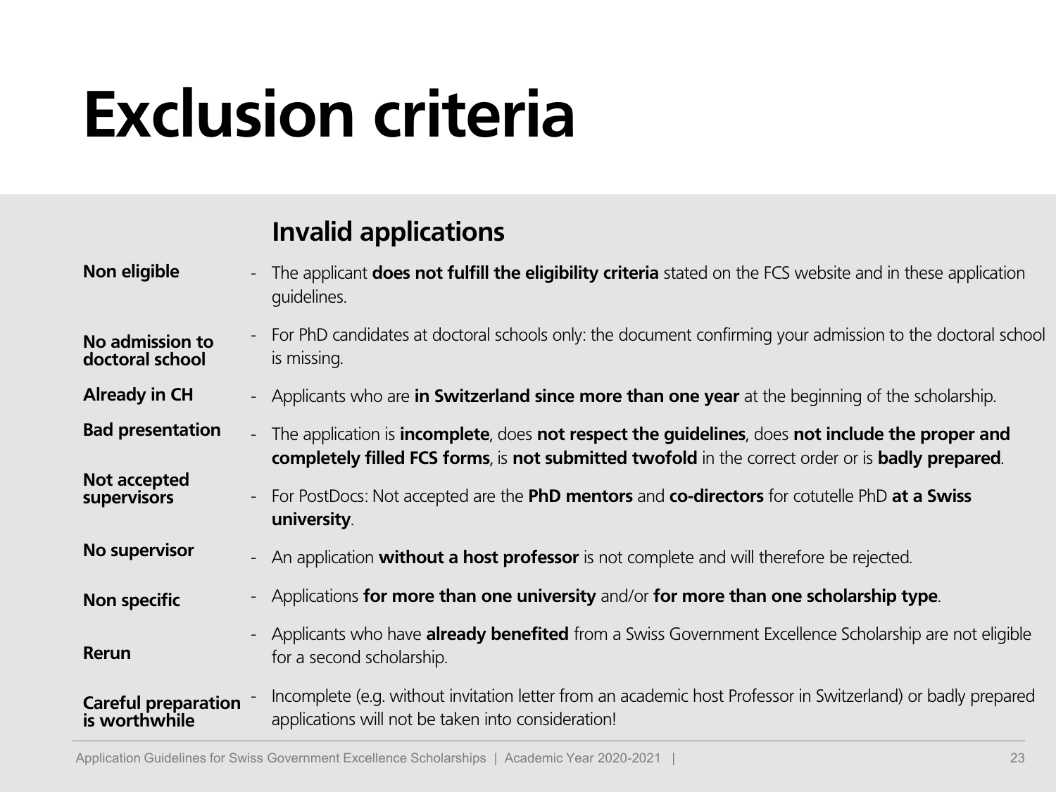# Exclusion criteria

## Invalid applications

| | |
|---|---|
| **Non eligible** | - The applicant **does not fulfill the eligibility criteria** stated on the FCS website and in these application guidelines. |
| **No admission to doctoral school** | - For PhD candidates at doctoral schools only: the document confirming your admission to the doctoral school is missing. |
| **Already in CH** | - Applicants who are **in Switzerland since more than one year** at the beginning of the scholarship. |
| **Bad presentation** | - The application is **incomplete**, does **not respect the guidelines**, does **not include the proper and completely filled FCS forms**, is **not submitted twofold** in the correct order or is **badly prepared**. |
| **Not accepted supervisors** | - For PostDocs: Not accepted are the **PhD mentors** and **co-directors** for cotutelle PhD **at a Swiss university**. |
| **No supervisor** | - An application **without a host professor** is not complete and will therefore be rejected. |
| **Non specific** | - Applications **for more than one university** and/or **for more than one scholarship type**. |
| **Rerun** | - Applicants who have **already benefited** from a Swiss Government Excellence Scholarship are not eligible for a second scholarship. |
| **Careful preparation is worthwhile** | - Incomplete (e.g. without invitation letter from an academic host Professor in Switzerland) or badly prepared applications will not be taken into consideration! |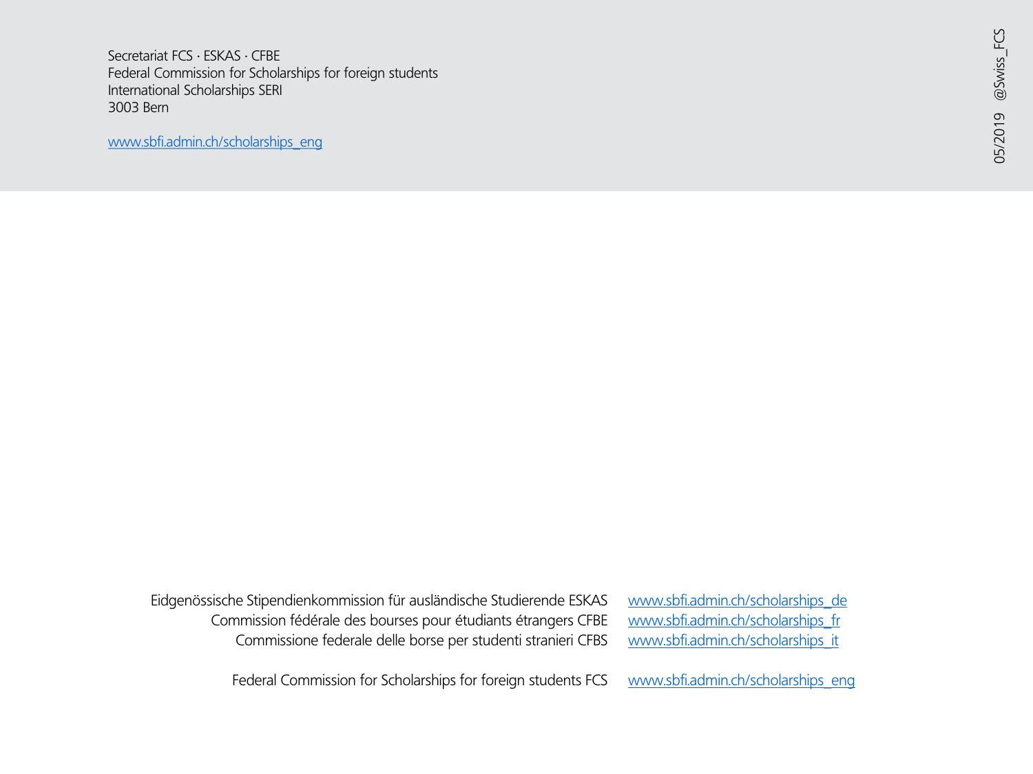Secretariat FCS · ESKAS · CFBE
Federal Commission for Scholarships for foreign students
International Scholarships SERI
3003 Bern

www.sbfi.admin.ch/scholarships_eng

05/2019 @Swiss_FCS

Eidgenössische Stipendienkommission für ausländische Studierende ESKAS www.sbfi.admin.ch/scholarships_de
Commission fédérale des bourses pour étudiants étrangers CFBE www.sbfi.admin.ch/scholarships_fr
Commissione federale delle borse per studenti stranieri CFBS www.sbfi.admin.ch/scholarships_it

Federal Commission for Scholarships for foreign students FCS www.sbfi.admin.ch/scholarships_eng